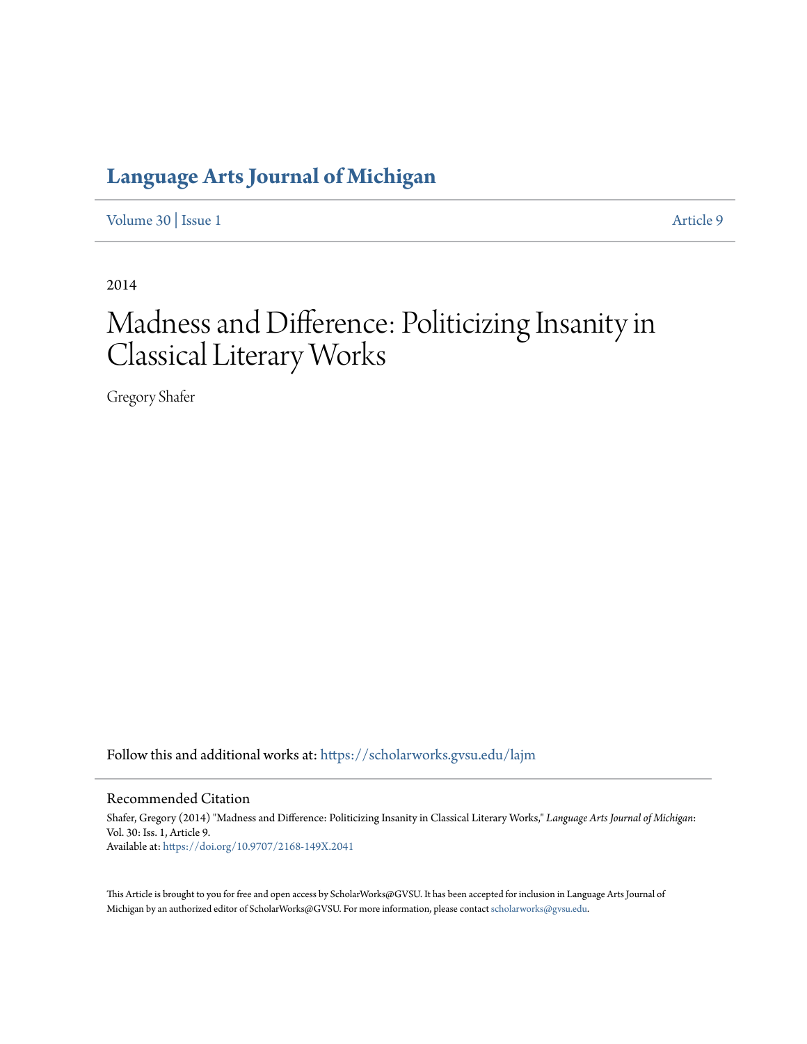# Language Arts Journal of Michigan

Volume 30 | Issue 1 — Article 9

2014

# Madness and Difference: Politicizing Insanity in Classical Literary Works

Gregory Shafer

Follow this and additional works at: https://scholarworks.gvsu.edu/lajm

## Recommended Citation

Shafer, Gregory (2014) "Madness and Difference: Politicizing Insanity in Classical Literary Works," *Language Arts Journal of Michigan*: Vol. 30: Iss. 1, Article 9.
Available at: https://doi.org/10.9707/2168-149X.2041

This Article is brought to you for free and open access by ScholarWorks@GVSU. It has been accepted for inclusion in Language Arts Journal of Michigan by an authorized editor of ScholarWorks@GVSU. For more information, please contact scholarworks@gvsu.edu.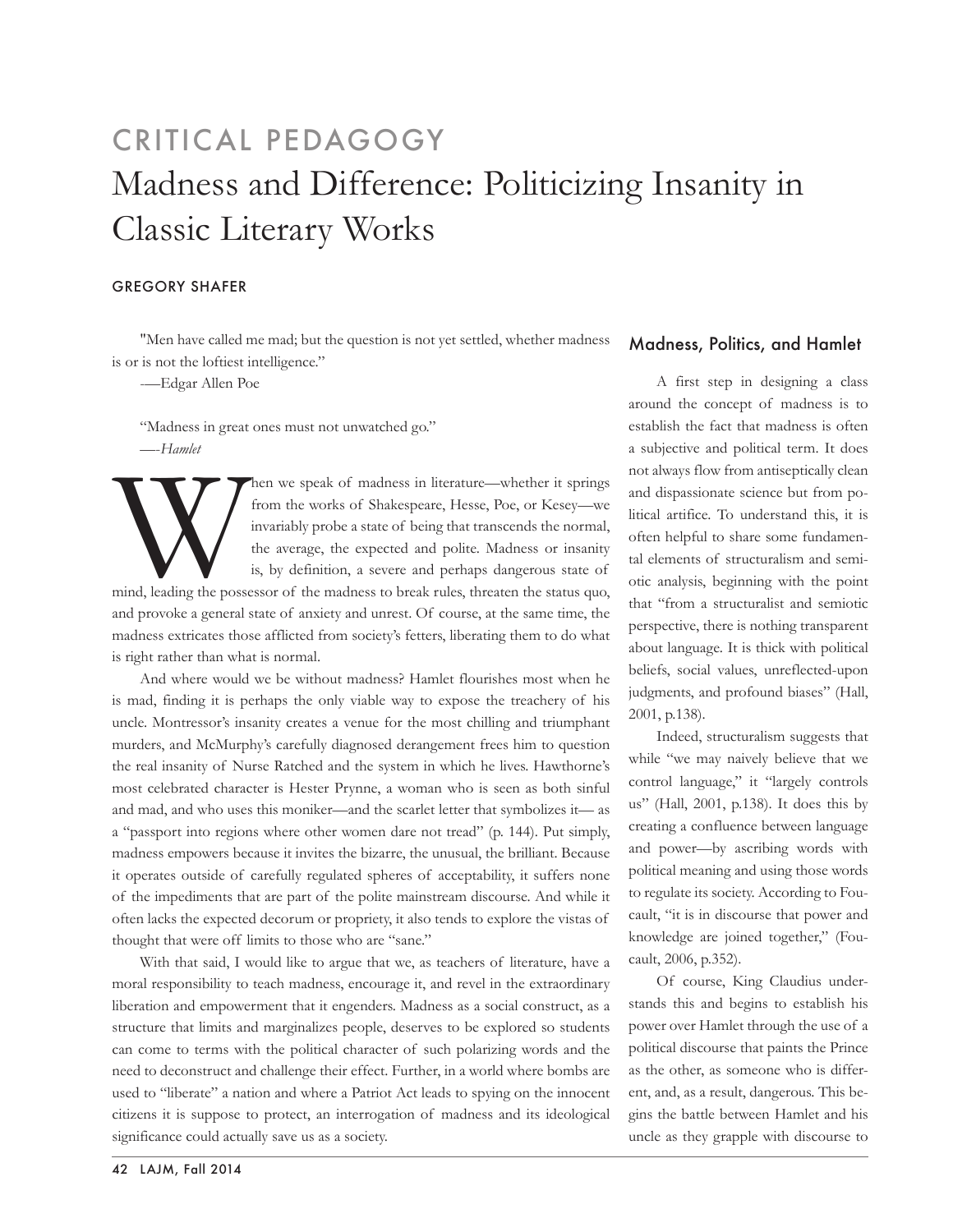CRITICAL PEDAGOGY

# Madness and Difference: Politicizing Insanity in Classic Literary Works

GREGORY SHAFER

"Men have called me mad; but the question is not yet settled, whether madness is or is not the loftiest intelligence."

-—Edgar Allen Poe

"Madness in great ones must not unwatched go."

—-*Hamlet*

When we speak of madness in literature—whether it springs from the works of Shakespeare, Hesse, Poe, or Kesey—we invariably probe a state of being that transcends the normal, the average, the expected and polite. Madness or insanity is, by definition, a severe and perhaps dangerous state of mind, leading the possessor of the madness to break rules, threaten the status quo, and provoke a general state of anxiety and unrest. Of course, at the same time, the madness extricates those afflicted from society's fetters, liberating them to do what is right rather than what is normal.

And where would we be without madness? Hamlet flourishes most when he is mad, finding it is perhaps the only viable way to expose the treachery of his uncle. Montressor's insanity creates a venue for the most chilling and triumphant murders, and McMurphy's carefully diagnosed derangement frees him to question the real insanity of Nurse Ratched and the system in which he lives. Hawthorne's most celebrated character is Hester Prynne, a woman who is seen as both sinful and mad, and who uses this moniker—and the scarlet letter that symbolizes it— as a "passport into regions where other women dare not tread" (p. 144). Put simply, madness empowers because it invites the bizarre, the unusual, the brilliant. Because it operates outside of carefully regulated spheres of acceptability, it suffers none of the impediments that are part of the polite mainstream discourse. And while it often lacks the expected decorum or propriety, it also tends to explore the vistas of thought that were off limits to those who are "sane."

With that said, I would like to argue that we, as teachers of literature, have a moral responsibility to teach madness, encourage it, and revel in the extraordinary liberation and empowerment that it engenders. Madness as a social construct, as a structure that limits and marginalizes people, deserves to be explored so students can come to terms with the political character of such polarizing words and the need to deconstruct and challenge their effect. Further, in a world where bombs are used to "liberate" a nation and where a Patriot Act leads to spying on the innocent citizens it is suppose to protect, an interrogation of madness and its ideological significance could actually save us as a society.

## Madness, Politics, and Hamlet

A first step in designing a class around the concept of madness is to establish the fact that madness is often a subjective and political term. It does not always flow from antiseptically clean and dispassionate science but from political artifice. To understand this, it is often helpful to share some fundamental elements of structuralism and semiotic analysis, beginning with the point that "from a structuralist and semiotic perspective, there is nothing transparent about language. It is thick with political beliefs, social values, unreflected-upon judgments, and profound biases" (Hall, 2001, p.138).

Indeed, structuralism suggests that while "we may naively believe that we control language," it "largely controls us" (Hall, 2001, p.138). It does this by creating a confluence between language and power—by ascribing words with political meaning and using those words to regulate its society. According to Foucault, "it is in discourse that power and knowledge are joined together," (Foucault, 2006, p.352).

Of course, King Claudius understands this and begins to establish his power over Hamlet through the use of a political discourse that paints the Prince as the other, as someone who is different, and, as a result, dangerous. This begins the battle between Hamlet and his uncle as they grapple with discourse to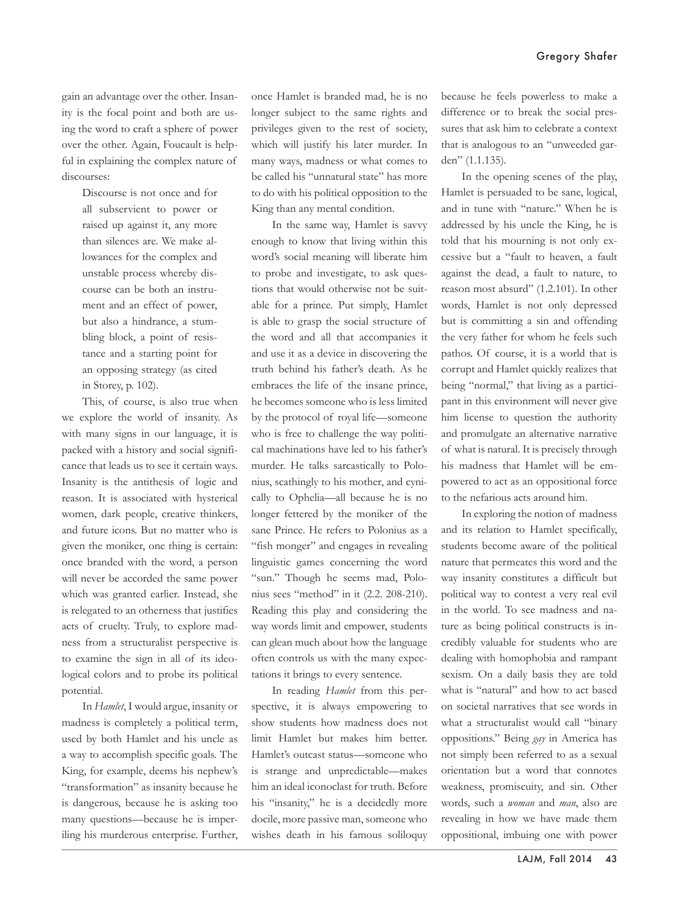gain an advantage over the other. Insanity is the focal point and both are using the word to craft a sphere of power over the other. Again, Foucault is helpful in explaining the complex nature of discourses:

> Discourse is not once and for all subservient to power or raised up against it, any more than silences are. We make allowances for the complex and unstable process whereby discourse can be both an instrument and an effect of power, but also a hindrance, a stumbling block, a point of resistance and a starting point for an opposing strategy (as cited in Storey, p. 102).

This, of course, is also true when we explore the world of insanity. As with many signs in our language, it is packed with a history and social significance that leads us to see it certain ways. Insanity is the antithesis of logic and reason. It is associated with hysterical women, dark people, creative thinkers, and future icons. But no matter who is given the moniker, one thing is certain: once branded with the word, a person will never be accorded the same power which was granted earlier. Instead, she is relegated to an otherness that justifies acts of cruelty. Truly, to explore madness from a structuralist perspective is to examine the sign in all of its ideological colors and to probe its political potential.

In *Hamlet*, I would argue, insanity or madness is completely a political term, used by both Hamlet and his uncle as a way to accomplish specific goals. The King, for example, deems his nephew's "transformation" as insanity because he is dangerous, because he is asking too many questions—because he is imperiling his murderous enterprise. Further, once Hamlet is branded mad, he is no longer subject to the same rights and privileges given to the rest of society, which will justify his later murder. In many ways, madness or what comes to be called his "unnatural state" has more to do with his political opposition to the King than any mental condition.

In the same way, Hamlet is savvy enough to know that living within this word's social meaning will liberate him to probe and investigate, to ask questions that would otherwise not be suitable for a prince. Put simply, Hamlet is able to grasp the social structure of the word and all that accompanies it and use it as a device in discovering the truth behind his father's death. As he embraces the life of the insane prince, he becomes someone who is less limited by the protocol of royal life—someone who is free to challenge the way political machinations have led to his father's murder. He talks sarcastically to Polonius, scathingly to his mother, and cynically to Ophelia—all because he is no longer fettered by the moniker of the sane Prince. He refers to Polonius as a "fish monger" and engages in revealing linguistic games concerning the word "sun." Though he seems mad, Polonius sees "method" in it (2.2. 208-210). Reading this play and considering the way words limit and empower, students can glean much about how the language often controls us with the many expectations it brings to every sentence.

In reading *Hamlet* from this perspective, it is always empowering to show students how madness does not limit Hamlet but makes him better. Hamlet's outcast status—someone who is strange and unpredictable—makes him an ideal iconoclast for truth. Before his "insanity," he is a decidedly more docile, more passive man, someone who wishes death in his famous soliloquy because he feels powerless to make a difference or to break the social pressures that ask him to celebrate a context that is analogous to an "unweeded garden" (1.1.135).

In the opening scenes of the play, Hamlet is persuaded to be sane, logical, and in tune with "nature." When he is addressed by his uncle the King, he is told that his mourning is not only excessive but a "fault to heaven, a fault against the dead, a fault to nature, to reason most absurd" (1.2.101). In other words, Hamlet is not only depressed but is committing a sin and offending the very father for whom he feels such pathos. Of course, it is a world that is corrupt and Hamlet quickly realizes that being "normal," that living as a participant in this environment will never give him license to question the authority and promulgate an alternative narrative of what is natural. It is precisely through his madness that Hamlet will be empowered to act as an oppositional force to the nefarious acts around him.

In exploring the notion of madness and its relation to Hamlet specifically, students become aware of the political nature that permeates this word and the way insanity constitutes a difficult but political way to contest a very real evil in the world. To see madness and nature as being political constructs is incredibly valuable for students who are dealing with homophobia and rampant sexism. On a daily basis they are told what is "natural" and how to act based on societal narratives that see words in what a structuralist would call "binary oppositions." Being *gay* in America has not simply been referred to as a sexual orientation but a word that connotes weakness, promiscuity, and sin. Other words, such a *woman* and *man*, also are revealing in how we have made them oppositional, imbuing one with power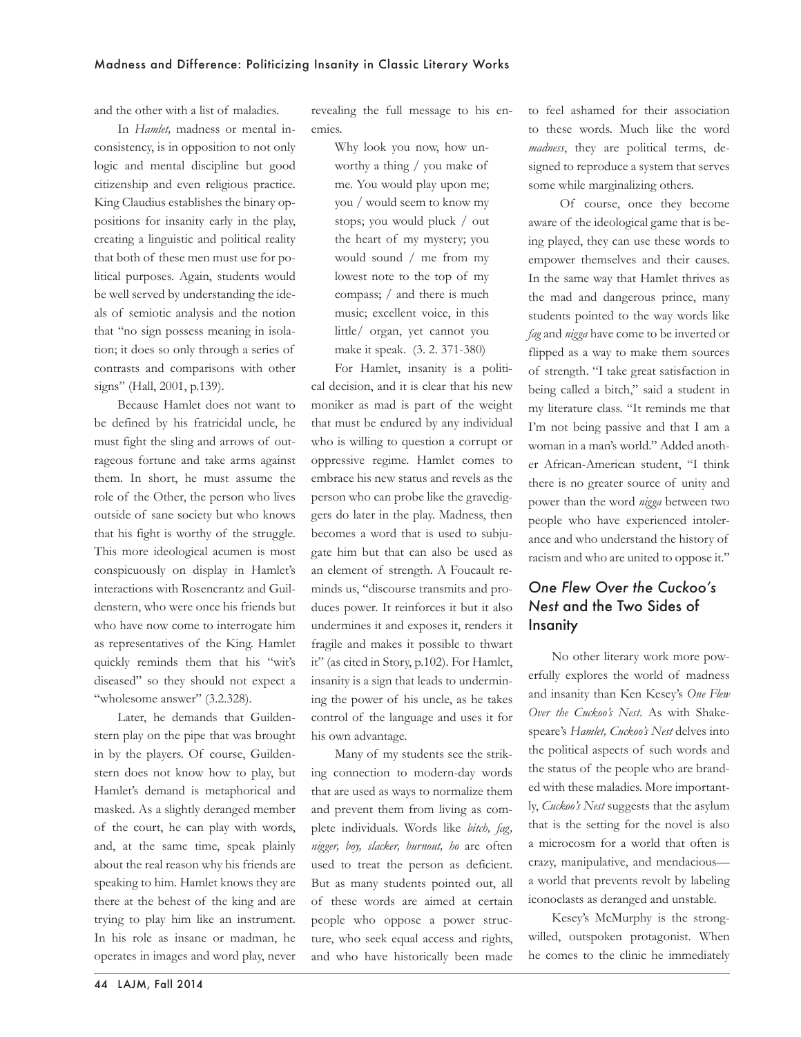and the other with a list of maladies.

In *Hamlet,* madness or mental inconsistency, is in opposition to not only logic and mental discipline but good citizenship and even religious practice. King Claudius establishes the binary oppositions for insanity early in the play, creating a linguistic and political reality that both of these men must use for political purposes. Again, students would be well served by understanding the ideals of semiotic analysis and the notion that "no sign possess meaning in isolation; it does so only through a series of contrasts and comparisons with other signs" (Hall, 2001, p.139).

Because Hamlet does not want to be defined by his fratricidal uncle, he must fight the sling and arrows of outrageous fortune and take arms against them. In short, he must assume the role of the Other, the person who lives outside of sane society but who knows that his fight is worthy of the struggle. This more ideological acumen is most conspicuously on display in Hamlet's interactions with Rosencrantz and Guildenstern, who were once his friends but who have now come to interrogate him as representatives of the King. Hamlet quickly reminds them that his "wit's diseased" so they should not expect a "wholesome answer" (3.2.328).

Later, he demands that Guildenstern play on the pipe that was brought in by the players. Of course, Guildenstern does not know how to play, but Hamlet's demand is metaphorical and masked. As a slightly deranged member of the court, he can play with words, and, at the same time, speak plainly about the real reason why his friends are speaking to him. Hamlet knows they are there at the behest of the king and are trying to play him like an instrument. In his role as insane or madman, he operates in images and word play, never revealing the full message to his enemies.

> Why look you now, how unworthy a thing / you make of me. You would play upon me; you / would seem to know my stops; you would pluck / out the heart of my mystery; you would sound / me from my lowest note to the top of my compass; / and there is much music; excellent voice, in this little/ organ, yet cannot you make it speak. (3. 2. 371-380)

For Hamlet, insanity is a political decision, and it is clear that his new moniker as mad is part of the weight that must be endured by any individual who is willing to question a corrupt or oppressive regime. Hamlet comes to embrace his new status and revels as the person who can probe like the gravediggers do later in the play. Madness, then becomes a word that is used to subjugate him but that can also be used as an element of strength. A Foucault reminds us, "discourse transmits and produces power. It reinforces it but it also undermines it and exposes it, renders it fragile and makes it possible to thwart it" (as cited in Story, p.102). For Hamlet, insanity is a sign that leads to undermining the power of his uncle, as he takes control of the language and uses it for his own advantage.

Many of my students see the striking connection to modern-day words that are used as ways to normalize them and prevent them from living as complete individuals. Words like *bitch, fag, nigger, boy, slacker, burnout, ho* are often used to treat the person as deficient. But as many students pointed out, all of these words are aimed at certain people who oppose a power structure, who seek equal access and rights, and who have historically been made to feel ashamed for their association to these words. Much like the word *madness*, they are political terms, designed to reproduce a system that serves some while marginalizing others.

Of course, once they become aware of the ideological game that is being played, they can use these words to empower themselves and their causes. In the same way that Hamlet thrives as the mad and dangerous prince, many students pointed to the way words like *fag* and *nigga* have come to be inverted or flipped as a way to make them sources of strength. "I take great satisfaction in being called a bitch," said a student in my literature class. "It reminds me that I'm not being passive and that I am a woman in a man's world." Added another African-American student, "I think there is no greater source of unity and power than the word *nigga* between two people who have experienced intolerance and who understand the history of racism and who are united to oppose it."

## *One Flew Over the Cuckoo's Nest* and the Two Sides of Insanity

No other literary work more powerfully explores the world of madness and insanity than Ken Kesey's *One Flew Over the Cuckoo's Nest*. As with Shakespeare's *Hamlet, Cuckoo's Nest* delves into the political aspects of such words and the status of the people who are branded with these maladies. More importantly, *Cuckoo's Nest* suggests that the asylum that is the setting for the novel is also a microcosm for a world that often is crazy, manipulative, and mendacious—a world that prevents revolt by labeling iconoclasts as deranged and unstable.

Kesey's McMurphy is the strong-willed, outspoken protagonist. When he comes to the clinic he immediately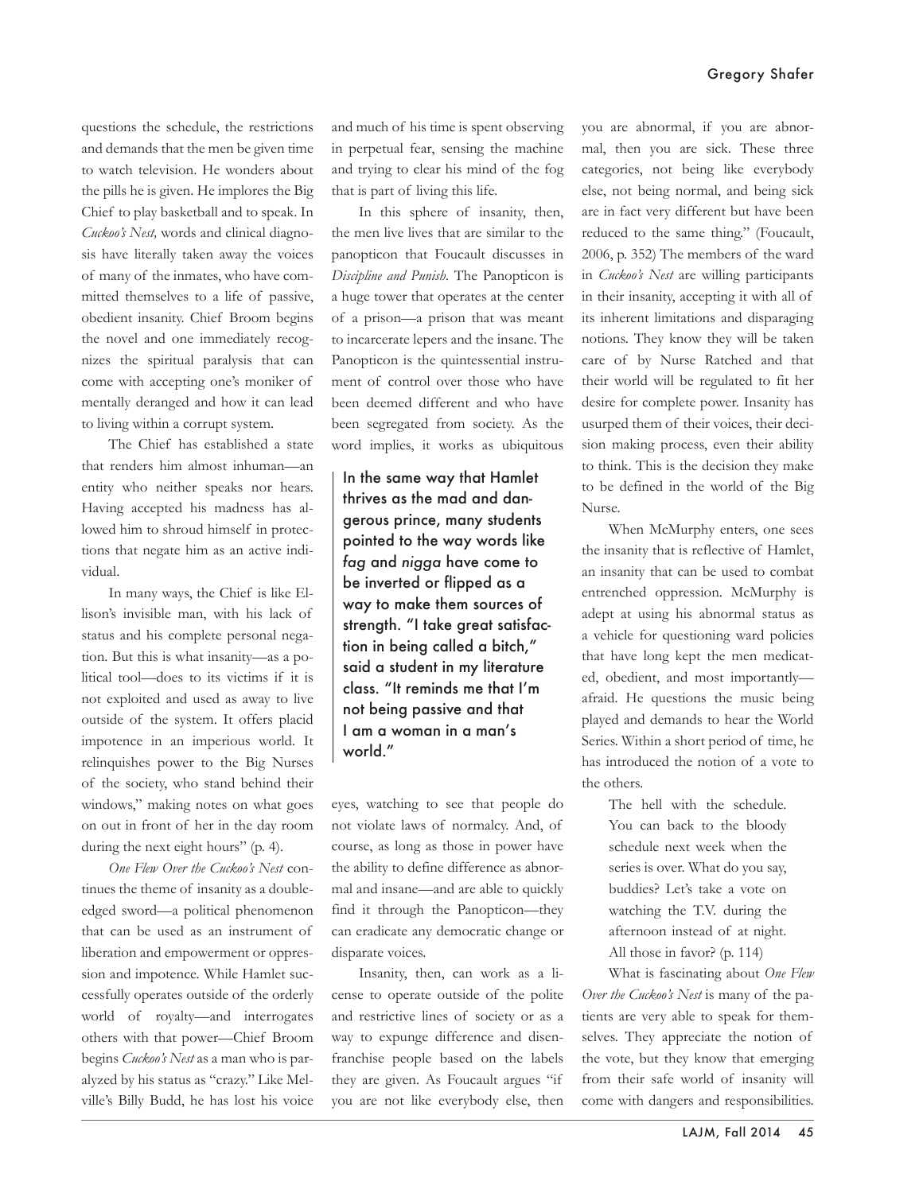questions the schedule, the restrictions and demands that the men be given time to watch television. He wonders about the pills he is given. He implores the Big Chief to play basketball and to speak. In *Cuckoo's Nest,* words and clinical diagnosis have literally taken away the voices of many of the inmates, who have committed themselves to a life of passive, obedient insanity. Chief Broom begins the novel and one immediately recognizes the spiritual paralysis that can come with accepting one's moniker of mentally deranged and how it can lead to living within a corrupt system.

The Chief has established a state that renders him almost inhuman—an entity who neither speaks nor hears. Having accepted his madness has allowed him to shroud himself in protections that negate him as an active individual.

In many ways, the Chief is like Ellison's invisible man, with his lack of status and his complete personal negation. But this is what insanity—as a political tool—does to its victims if it is not exploited and used as away to live outside of the system. It offers placid impotence in an imperious world. It relinquishes power to the Big Nurses of the society, who stand behind their windows," making notes on what goes on out in front of her in the day room during the next eight hours" (p. 4).

*One Flew Over the Cuckoo's Nest* continues the theme of insanity as a double-edged sword—a political phenomenon that can be used as an instrument of liberation and empowerment or oppression and impotence. While Hamlet successfully operates outside of the orderly world of royalty—and interrogates others with that power—Chief Broom begins *Cuckoo's Nest* as a man who is paralyzed by his status as "crazy." Like Melville's Billy Budd, he has lost his voice and much of his time is spent observing in perpetual fear, sensing the machine and trying to clear his mind of the fog that is part of living this life.

In this sphere of insanity, then, the men live lives that are similar to the panopticon that Foucault discusses in *Discipline and Punish*. The Panopticon is a huge tower that operates at the center of a prison—a prison that was meant to incarcerate lepers and the insane. The Panopticon is the quintessential instrument of control over those who have been deemed different and who have been segregated from society. As the word implies, it works as ubiquitous eyes, watching to see that people do not violate laws of normalcy. And, of course, as long as those in power have the ability to define difference as abnormal and insane—and are able to quickly find it through the Panopticon—they can eradicate any democratic change or disparate voices.

> In the same way that Hamlet thrives as the mad and dangerous prince, many students pointed to the way words like *fag* and *nigga* have come to be inverted or flipped as a way to make them sources of strength. "I take great satisfaction in being called a bitch," said a student in my literature class. "It reminds me that I'm not being passive and that I am a woman in a man's world."

Insanity, then, can work as a license to operate outside of the polite and restrictive lines of society or as a way to expunge difference and disenfranchise people based on the labels they are given. As Foucault argues "if you are not like everybody else, then you are abnormal, if you are abnormal, then you are sick. These three categories, not being like everybody else, not being normal, and being sick are in fact very different but have been reduced to the same thing." (Foucault, 2006, p. 352) The members of the ward in *Cuckoo's Nest* are willing participants in their insanity, accepting it with all of its inherent limitations and disparaging notions. They know they will be taken care of by Nurse Ratched and that their world will be regulated to fit her desire for complete power. Insanity has usurped them of their voices, their decision making process, even their ability to think. This is the decision they make to be defined in the world of the Big Nurse.

When McMurphy enters, one sees the insanity that is reflective of Hamlet, an insanity that can be used to combat entrenched oppression. McMurphy is adept at using his abnormal status as a vehicle for questioning ward policies that have long kept the men medicated, obedient, and most importantly—afraid. He questions the music being played and demands to hear the World Series. Within a short period of time, he has introduced the notion of a vote to the others.

> The hell with the schedule. You can back to the bloody schedule next week when the series is over. What do you say, buddies? Let's take a vote on watching the T.V. during the afternoon instead of at night. All those in favor? (p. 114)

What is fascinating about *One Flew Over the Cuckoo's Nest* is many of the patients are very able to speak for themselves. They appreciate the notion of the vote, but they know that emerging from their safe world of insanity will come with dangers and responsibilities.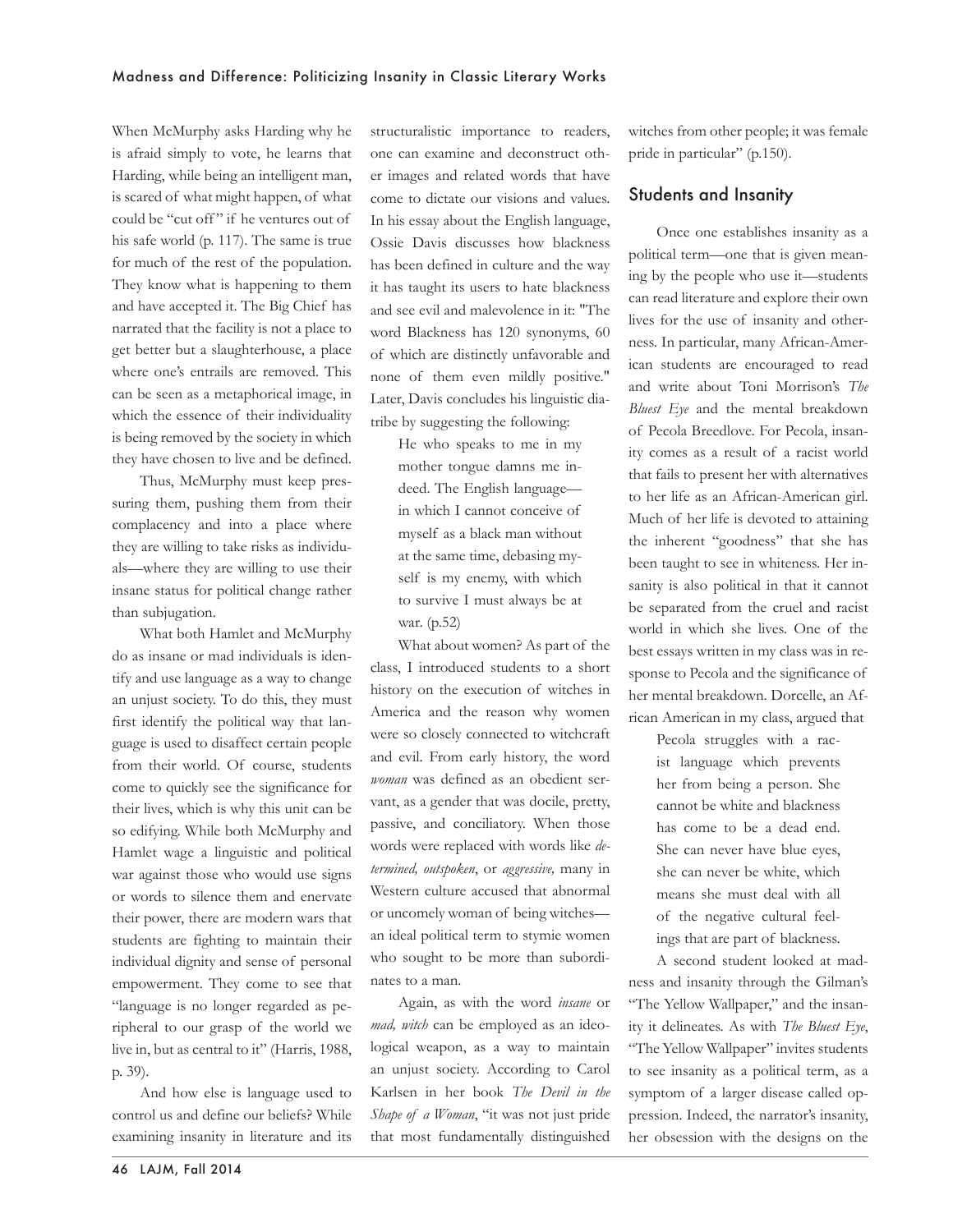When McMurphy asks Harding why he is afraid simply to vote, he learns that Harding, while being an intelligent man, is scared of what might happen, of what could be "cut off" if he ventures out of his safe world (p. 117). The same is true for much of the rest of the population. They know what is happening to them and have accepted it. The Big Chief has narrated that the facility is not a place to get better but a slaughterhouse, a place where one's entrails are removed. This can be seen as a metaphorical image, in which the essence of their individuality is being removed by the society in which they have chosen to live and be defined.

Thus, McMurphy must keep pressuring them, pushing them from their complacency and into a place where they are willing to take risks as individuals—where they are willing to use their insane status for political change rather than subjugation.

What both Hamlet and McMurphy do as insane or mad individuals is identify and use language as a way to change an unjust society. To do this, they must first identify the political way that language is used to disaffect certain people from their world. Of course, students come to quickly see the significance for their lives, which is why this unit can be so edifying. While both McMurphy and Hamlet wage a linguistic and political war against those who would use signs or words to silence them and enervate their power, there are modern wars that students are fighting to maintain their individual dignity and sense of personal empowerment. They come to see that "language is no longer regarded as peripheral to our grasp of the world we live in, but as central to it" (Harris, 1988, p. 39).

And how else is language used to control us and define our beliefs? While examining insanity in literature and its structuralistic importance to readers, one can examine and deconstruct other images and related words that have come to dictate our visions and values. In his essay about the English language, Ossie Davis discusses how blackness has been defined in culture and the way it has taught its users to hate blackness and see evil and malevolence in it: "The word Blackness has 120 synonyms, 60 of which are distinctly unfavorable and none of them even mildly positive." Later, Davis concludes his linguistic diatribe by suggesting the following:

> He who speaks to me in my mother tongue damns me indeed. The English language—in which I cannot conceive of myself as a black man without at the same time, debasing myself is my enemy, with which to survive I must always be at war. (p.52)

What about women? As part of the class, I introduced students to a short history on the execution of witches in America and the reason why women were so closely connected to witchcraft and evil. From early history, the word *woman* was defined as an obedient servant, as a gender that was docile, pretty, passive, and conciliatory. When those words were replaced with words like *determined, outspoken*, or *aggressive,* many in Western culture accused that abnormal or uncomely woman of being witches—an ideal political term to stymie women who sought to be more than subordinates to a man.

Again, as with the word *insane* or *mad, witch* can be employed as an ideological weapon, as a way to maintain an unjust society. According to Carol Karlsen in her book *The Devil in the Shape of a Woman*, "it was not just pride that most fundamentally distinguished witches from other people; it was female pride in particular" (p.150).

## Students and Insanity

Once one establishes insanity as a political term—one that is given meaning by the people who use it—students can read literature and explore their own lives for the use of insanity and otherness. In particular, many African-American students are encouraged to read and write about Toni Morrison's *The Bluest Eye* and the mental breakdown of Pecola Breedlove. For Pecola, insanity comes as a result of a racist world that fails to present her with alternatives to her life as an African-American girl. Much of her life is devoted to attaining the inherent "goodness" that she has been taught to see in whiteness. Her insanity is also political in that it cannot be separated from the cruel and racist world in which she lives. One of the best essays written in my class was in response to Pecola and the significance of her mental breakdown. Dorcelle, an African American in my class, argued that

> Pecola struggles with a racist language which prevents her from being a person. She cannot be white and blackness has come to be a dead end. She can never have blue eyes, she can never be white, which means she must deal with all of the negative cultural feelings that are part of blackness.

A second student looked at madness and insanity through the Gilman's "The Yellow Wallpaper," and the insanity it delineates. As with *The Bluest Eye*, "The Yellow Wallpaper" invites students to see insanity as a political term, as a symptom of a larger disease called oppression. Indeed, the narrator's insanity, her obsession with the designs on the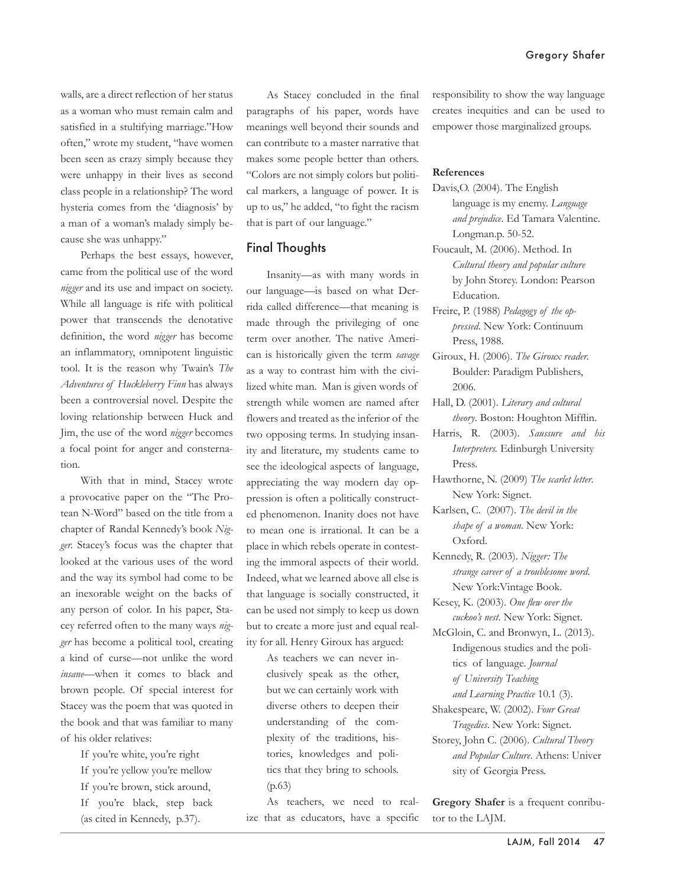walls, are a direct reflection of her status as a woman who must remain calm and satisfied in a stultifying marriage."How often," wrote my student, "have women been seen as crazy simply because they were unhappy in their lives as second class people in a relationship? The word hysteria comes from the 'diagnosis' by a man of a woman's malady simply because she was unhappy."

Perhaps the best essays, however, came from the political use of the word *nigger* and its use and impact on society. While all language is rife with political power that transcends the denotative definition, the word *nigger* has become an inflammatory, omnipotent linguistic tool. It is the reason why Twain's *The Adventures of Huckleberry Finn* has always been a controversial novel. Despite the loving relationship between Huck and Jim, the use of the word *nigger* becomes a focal point for anger and consternation.

With that in mind, Stacey wrote a provocative paper on the "The Protean N-Word" based on the title from a chapter of Randal Kennedy's book *Nigger*. Stacey's focus was the chapter that looked at the various uses of the word and the way its symbol had come to be an inexorable weight on the backs of any person of color. In his paper, Stacey referred often to the many ways *nigger* has become a political tool, creating a kind of curse—not unlike the word *insane*—when it comes to black and brown people. Of special interest for Stacey was the poem that was quoted in the book and that was familiar to many of his older relatives:

> If you're white, you're right
> If you're yellow you're mellow
> If you're brown, stick around,
> If you're black, step back
> (as cited in Kennedy, p.37).

As Stacey concluded in the final paragraphs of his paper, words have meanings well beyond their sounds and can contribute to a master narrative that makes some people better than others. "Colors are not simply colors but political markers, a language of power. It is up to us," he added, "to fight the racism that is part of our language."

## Final Thoughts

Insanity—as with many words in our language—is based on what Derrida called difference—that meaning is made through the privileging of one term over another. The native American is historically given the term *savage* as a way to contrast him with the civilized white man. Man is given words of strength while women are named after flowers and treated as the inferior of the two opposing terms. In studying insanity and literature, my students came to see the ideological aspects of language, appreciating the way modern day oppression is often a politically constructed phenomenon. Inanity does not have to mean one is irrational. It can be a place in which rebels operate in contesting the immoral aspects of their world. Indeed, what we learned above all else is that language is socially constructed, it can be used not simply to keep us down but to create a more just and equal reality for all. Henry Giroux has argued:

> As teachers we can never inclusively speak as the other, but we can certainly work with diverse others to deepen their understanding of the complexity of the traditions, histories, knowledges and politics that they bring to schools. (p.63)

As teachers, we need to realize that as educators, have a specific responsibility to show the way language creates inequities and can be used to empower those marginalized groups.

**References**

Davis,O. (2004). The English language is my enemy. *Language and prejudice*. Ed Tamara Valentine. Longman.p. 50-52.

Foucault, M. (2006). Method. In *Cultural theory and popular culture* by John Storey. London: Pearson Education.

Freire, P. (1988) *Pedagogy of the oppressed*. New York: Continuum Press, 1988.

Giroux, H. (2006). *The Giroux reader.* Boulder: Paradigm Publishers, 2006.

Hall, D. (2001). *Literary and cultural theory*. Boston: Houghton Mifflin.

Harris, R. (2003). *Saussure and his Interpreters.* Edinburgh University Press.

Hawthorne, N. (2009) *The scarlet letter*. New York: Signet.

Karlsen, C. (2007). *The devil in the shape of a woman*. New York: Oxford.

Kennedy, R. (2003). *Nigger: The strange career of a troublesome word*. New York:Vintage Book.

Kesey, K. (2003). *One flew over the cuckoo's nest*. New York: Signet.

McGloin, C. and Bronwyn, L. (2013). Indigenous studies and the politics of language. *Journal of University Teaching and Learning Practice* 10.1 (3).

Shakespeare, W. (2002). *Four Great Tragedies*. New York: Signet.

Storey, John C. (2006). *Cultural Theory and Popular Culture*. Athens: University of Georgia Press.

**Gregory Shafer** is a frequent conributor to the LAJM.